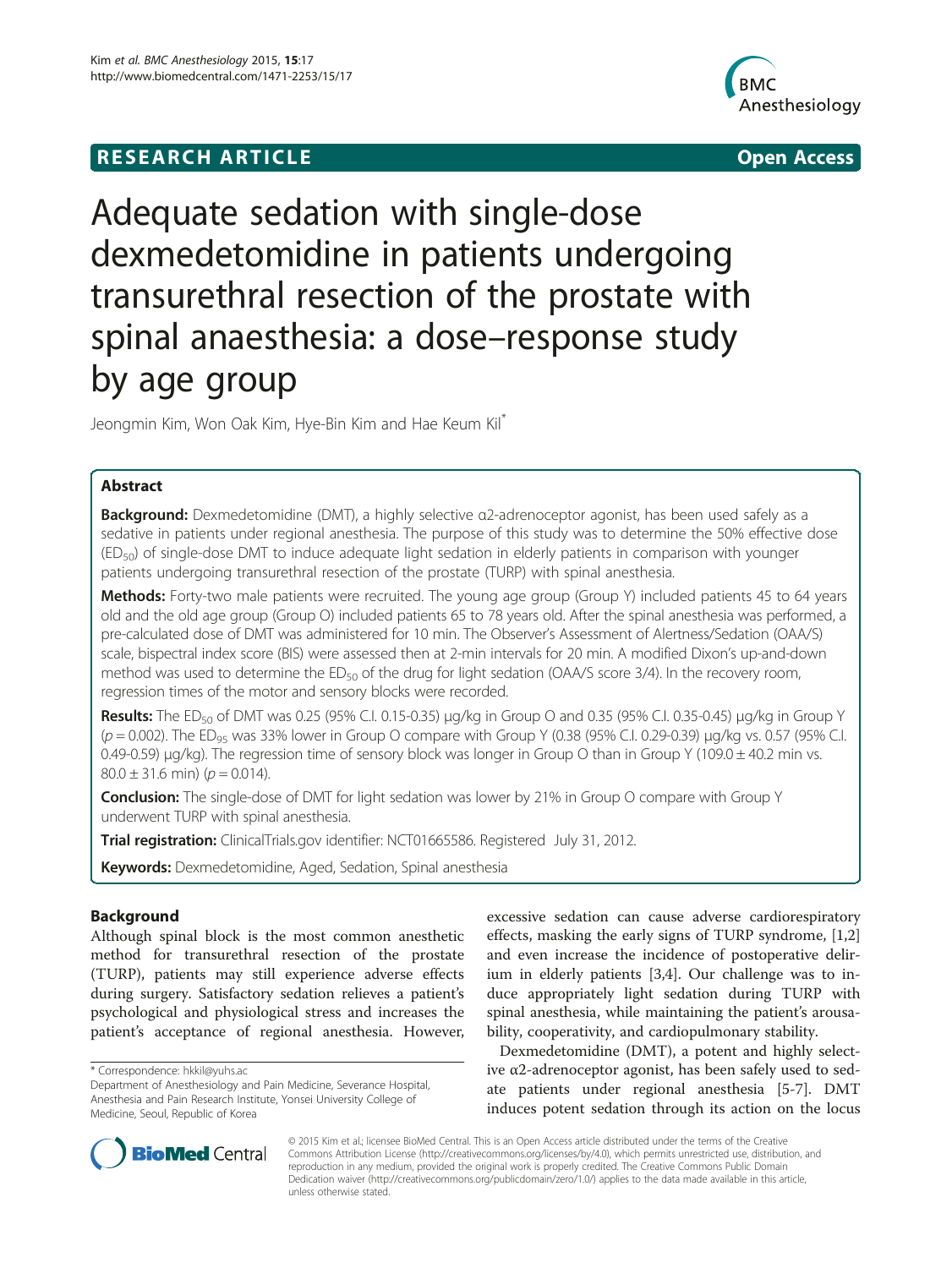RESEARCH ARTICLE

Open Access

# Adequate sedation with single-dose dexmedetomidine in patients undergoing transurethral resection of the prostate with spinal anaesthesia: a dose–response study by age group

Jeongmin Kim, Won Oak Kim, Hye-Bin Kim and Hae Keum Kil*

## Abstract

**Background:** Dexmedetomidine (DMT), a highly selective α2-adrenoceptor agonist, has been used safely as a sedative in patients under regional anesthesia. The purpose of this study was to determine the 50% effective dose ($ED_{50}$) of single-dose DMT to induce adequate light sedation in elderly patients in comparison with younger patients undergoing transurethral resection of the prostate (TURP) with spinal anesthesia.

**Methods:** Forty-two male patients were recruited. The young age group (Group Y) included patients 45 to 64 years old and the old age group (Group O) included patients 65 to 78 years old. After the spinal anesthesia was performed, a pre-calculated dose of DMT was administered for 10 min. The Observer's Assessment of Alertness/Sedation (OAA/S) scale, bispectral index score (BIS) were assessed then at 2-min intervals for 20 min. A modified Dixon's up-and-down method was used to determine the $ED_{50}$ of the drug for light sedation (OAA/S score 3/4). In the recovery room, regression times of the motor and sensory blocks were recorded.

**Results:** The $ED_{50}$ of DMT was 0.25 (95% C.I. 0.15-0.35) μg/kg in Group O and 0.35 (95% C.I. 0.35-0.45) μg/kg in Group Y ($p = 0.002$). The $ED_{95}$ was 33% lower in Group O compare with Group Y (0.38 (95% C.I. 0.29-0.39) μg/kg vs. 0.57 (95% C.I. 0.49-0.59) μg/kg). The regression time of sensory block was longer in Group O than in Group Y (109.0 ± 40.2 min vs. 80.0 ± 31.6 min) ($p = 0.014$).

**Conclusion:** The single-dose of DMT for light sedation was lower by 21% in Group O compare with Group Y underwent TURP with spinal anesthesia.

**Trial registration:** ClinicalTrials.gov identifier: NCT01665586. Registered July 31, 2012.

**Keywords:** Dexmedetomidine, Aged, Sedation, Spinal anesthesia

## Background

Although spinal block is the most common anesthetic method for transurethral resection of the prostate (TURP), patients may still experience adverse effects during surgery. Satisfactory sedation relieves a patient's psychological and physiological stress and increases the patient's acceptance of regional anesthesia. However, excessive sedation can cause adverse cardiorespiratory effects, masking the early signs of TURP syndrome, [1,2] and even increase the incidence of postoperative delirium in elderly patients [3,4]. Our challenge was to induce appropriately light sedation during TURP with spinal anesthesia, while maintaining the patient's arousability, cooperativity, and cardiopulmonary stability.

Dexmedetomidine (DMT), a potent and highly selective α2-adrenoceptor agonist, has been safely used to sedate patients under regional anesthesia [5-7]. DMT induces potent sedation through its action on the locus

* Correspondence: hkkil@yuhs.ac
Department of Anesthesiology and Pain Medicine, Severance Hospital, Anesthesia and Pain Research Institute, Yonsei University College of Medicine, Seoul, Republic of Korea

© 2015 Kim et al.; licensee BioMed Central. This is an Open Access article distributed under the terms of the Creative Commons Attribution License (http://creativecommons.org/licenses/by/4.0), which permits unrestricted use, distribution, and reproduction in any medium, provided the original work is properly credited. The Creative Commons Public Domain Dedication waiver (http://creativecommons.org/publicdomain/zero/1.0/) applies to the data made available in this article, unless otherwise stated.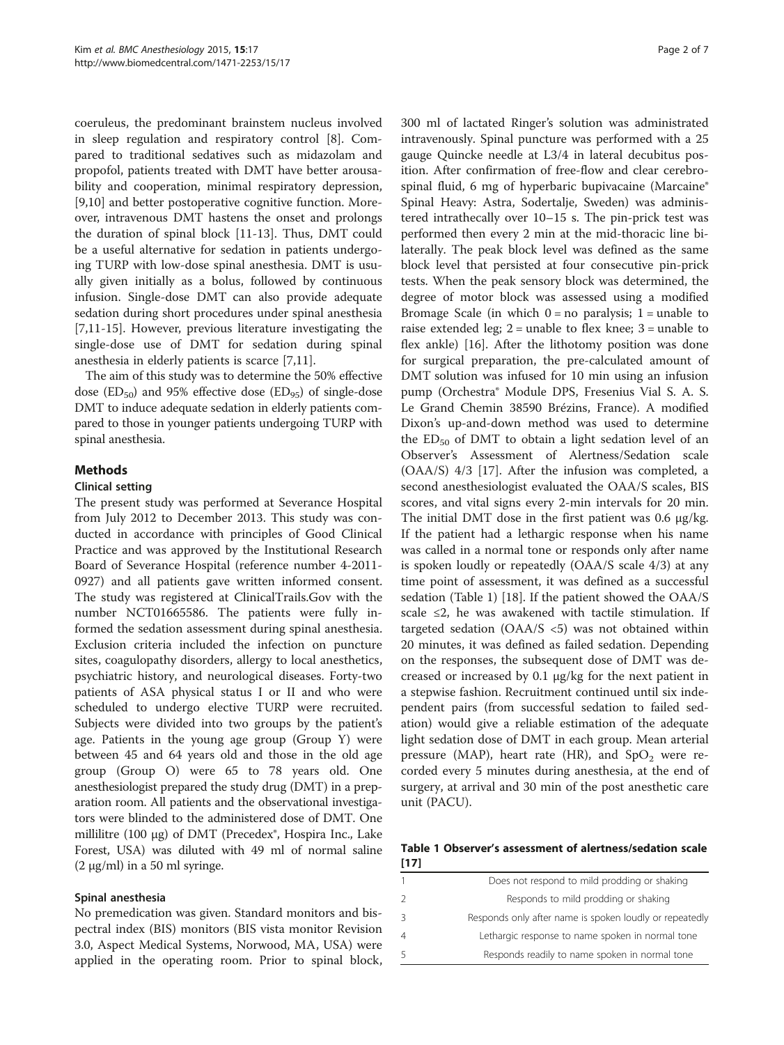coeruleus, the predominant brainstem nucleus involved in sleep regulation and respiratory control [8]. Compared to traditional sedatives such as midazolam and propofol, patients treated with DMT have better arousability and cooperation, minimal respiratory depression, [9,10] and better postoperative cognitive function. Moreover, intravenous DMT hastens the onset and prolongs the duration of spinal block [11-13]. Thus, DMT could be a useful alternative for sedation in patients undergoing TURP with low-dose spinal anesthesia. DMT is usually given initially as a bolus, followed by continuous infusion. Single-dose DMT can also provide adequate sedation during short procedures under spinal anesthesia [7,11-15]. However, previous literature investigating the single-dose use of DMT for sedation during spinal anesthesia in elderly patients is scarce [7,11].

The aim of this study was to determine the 50% effective dose ($ED_{50}$) and 95% effective dose ($ED_{95}$) of single-dose DMT to induce adequate sedation in elderly patients compared to those in younger patients undergoing TURP with spinal anesthesia.

## Methods

### Clinical setting

The present study was performed at Severance Hospital from July 2012 to December 2013. This study was conducted in accordance with principles of Good Clinical Practice and was approved by the Institutional Research Board of Severance Hospital (reference number 4-2011-0927) and all patients gave written informed consent. The study was registered at ClinicalTrails.Gov with the number NCT01665586. The patients were fully informed the sedation assessment during spinal anesthesia. Exclusion criteria included the infection on puncture sites, coagulopathy disorders, allergy to local anesthetics, psychiatric history, and neurological diseases. Forty-two patients of ASA physical status I or II and who were scheduled to undergo elective TURP were recruited. Subjects were divided into two groups by the patient's age. Patients in the young age group (Group Y) were between 45 and 64 years old and those in the old age group (Group O) were 65 to 78 years old. One anesthesiologist prepared the study drug (DMT) in a preparation room. All patients and the observational investigators were blinded to the administered dose of DMT. One millilitre (100 μg) of DMT (Precedex®, Hospira Inc., Lake Forest, USA) was diluted with 49 ml of normal saline (2 μg/ml) in a 50 ml syringe.

### Spinal anesthesia

No premedication was given. Standard monitors and bispectral index (BIS) monitors (BIS vista monitor Revision 3.0, Aspect Medical Systems, Norwood, MA, USA) were applied in the operating room. Prior to spinal block, 300 ml of lactated Ringer's solution was administrated intravenously. Spinal puncture was performed with a 25 gauge Quincke needle at L3/4 in lateral decubitus position. After confirmation of free-flow and clear cerebrospinal fluid, 6 mg of hyperbaric bupivacaine (Marcaine® Spinal Heavy: Astra, Sodertalje, Sweden) was administered intrathecally over 10–15 s. The pin-prick test was performed then every 2 min at the mid-thoracic line bilaterally. The peak block level was defined as the same block level that persisted at four consecutive pin-prick tests. When the peak sensory block was determined, the degree of motor block was assessed using a modified Bromage Scale (in which 0 = no paralysis; 1 = unable to raise extended leg; 2 = unable to flex knee; 3 = unable to flex ankle) [16]. After the lithotomy position was done for surgical preparation, the pre-calculated amount of DMT solution was infused for 10 min using an infusion pump (Orchestra® Module DPS, Fresenius Vial S. A. S. Le Grand Chemin 38590 Brézins, France). A modified Dixon's up-and-down method was used to determine the $ED_{50}$ of DMT to obtain a light sedation level of an Observer's Assessment of Alertness/Sedation scale (OAA/S) 4/3 [17]. After the infusion was completed, a second anesthesiologist evaluated the OAA/S scales, BIS scores, and vital signs every 2-min intervals for 20 min. The initial DMT dose in the first patient was 0.6 μg/kg. If the patient had a lethargic response when his name was called in a normal tone or responds only after name is spoken loudly or repeatedly (OAA/S scale 4/3) at any time point of assessment, it was defined as a successful sedation (Table 1) [18]. If the patient showed the OAA/S scale ≤2, he was awakened with tactile stimulation. If targeted sedation (OAA/S <5) was not obtained within 20 minutes, it was defined as failed sedation. Depending on the responses, the subsequent dose of DMT was decreased or increased by 0.1 μg/kg for the next patient in a stepwise fashion. Recruitment continued until six independent pairs (from successful sedation to failed sedation) would give a reliable estimation of the adequate light sedation dose of DMT in each group. Mean arterial pressure (MAP), heart rate (HR), and $SpO_2$ were recorded every 5 minutes during anesthesia, at the end of surgery, at arrival and 30 min of the post anesthetic care unit (PACU).

**Table 1 Observer's assessment of alertness/sedation scale [17]**

| | |
|---|---|
| 1 | Does not respond to mild prodding or shaking |
| 2 | Responds to mild prodding or shaking |
| 3 | Responds only after name is spoken loudly or repeatedly |
| 4 | Lethargic response to name spoken in normal tone |
| 5 | Responds readily to name spoken in normal tone |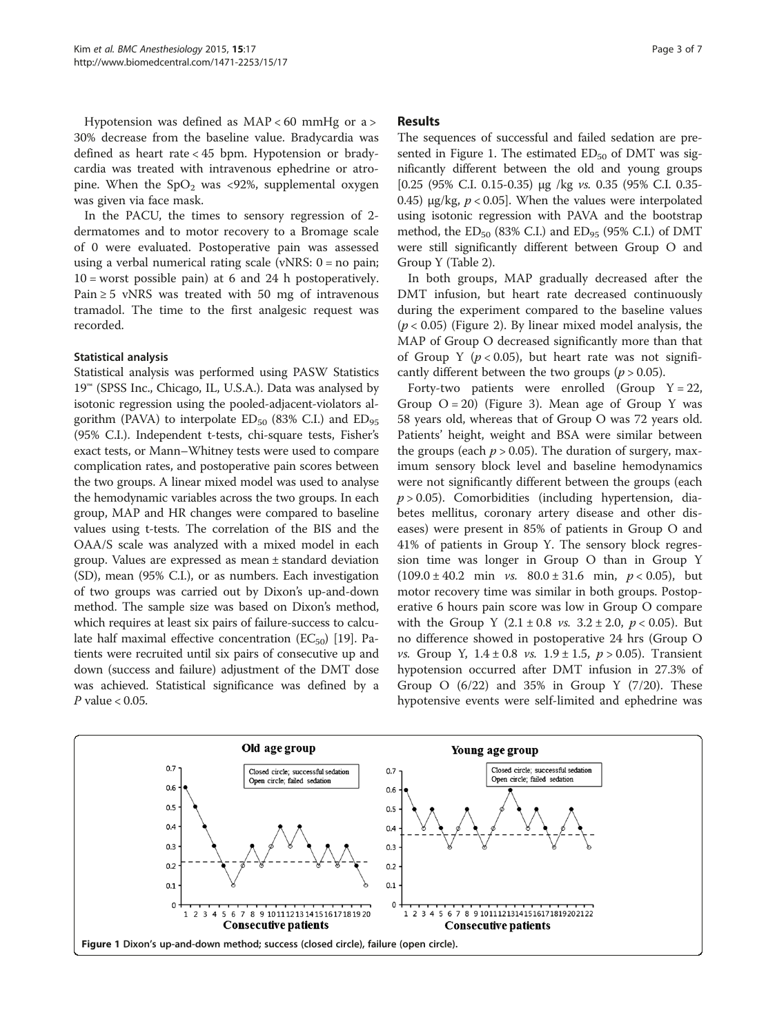Hypotension was defined as MAP < 60 mmHg or a > 30% decrease from the baseline value. Bradycardia was defined as heart rate < 45 bpm. Hypotension or bradycardia was treated with intravenous ephedrine or atropine. When the $SpO_2$ was <92%, supplemental oxygen was given via face mask.

In the PACU, the times to sensory regression of 2-dermatomes and to motor recovery to a Bromage scale of 0 were evaluated. Postoperative pain was assessed using a verbal numerical rating scale (vNRS: 0 = no pain; 10 = worst possible pain) at 6 and 24 h postoperatively. Pain ≥ 5 vNRS was treated with 50 mg of intravenous tramadol. The time to the first analgesic request was recorded.

### Statistical analysis

Statistical analysis was performed using PASW Statistics 19™ (SPSS Inc., Chicago, IL, U.S.A.). Data was analysed by isotonic regression using the pooled-adjacent-violators algorithm (PAVA) to interpolate $ED_{50}$ (83% C.I.) and $ED_{95}$ (95% C.I.). Independent t-tests, chi-square tests, Fisher's exact tests, or Mann–Whitney tests were used to compare complication rates, and postoperative pain scores between the two groups. A linear mixed model was used to analyse the hemodynamic variables across the two groups. In each group, MAP and HR changes were compared to baseline values using t-tests. The correlation of the BIS and the OAA/S scale was analyzed with a mixed model in each group. Values are expressed as mean ± standard deviation (SD), mean (95% C.I.), or as numbers. Each investigation of two groups was carried out by Dixon's up-and-down method. The sample size was based on Dixon's method, which requires at least six pairs of failure-success to calculate half maximal effective concentration ($EC_{50}$) [19]. Patients were recruited until six pairs of consecutive up and down (success and failure) adjustment of the DMT dose was achieved. Statistical significance was defined by a $P$ value < 0.05.

## Results

The sequences of successful and failed sedation are presented in Figure 1. The estimated $ED_{50}$ of DMT was significantly different between the old and young groups [0.25 (95% C.I. 0.15-0.35) μg /kg *vs.* 0.35 (95% C.I. 0.35-0.45) μg/kg, $p < 0.05$]. When the values were interpolated using isotonic regression with PAVA and the bootstrap method, the $ED_{50}$ (83% C.I.) and $ED_{95}$ (95% C.I.) of DMT were still significantly different between Group O and Group Y (Table 2).

In both groups, MAP gradually decreased after the DMT infusion, but heart rate decreased continuously during the experiment compared to the baseline values ($p < 0.05$) (Figure 2). By linear mixed model analysis, the MAP of Group O decreased significantly more than that of Group Y ($p < 0.05$), but heart rate was not significantly different between the two groups ($p > 0.05$).

Forty-two patients were enrolled (Group Y = 22, Group O = 20) (Figure 3). Mean age of Group Y was 58 years old, whereas that of Group O was 72 years old. Patients' height, weight and BSA were similar between the groups (each $p > 0.05$). The duration of surgery, maximum sensory block level and baseline hemodynamics were not significantly different between the groups (each $p > 0.05$). Comorbidities (including hypertension, diabetes mellitus, coronary artery disease and other diseases) were present in 85% of patients in Group O and 41% of patients in Group Y. The sensory block regression time was longer in Group O than in Group Y (109.0 ± 40.2 min *vs.* 80.0 ± 31.6 min, $p < 0.05$), but motor recovery time was similar in both groups. Postoperative 6 hours pain score was low in Group O compare with the Group Y (2.1 ± 0.8 *vs.* 3.2 ± 2.0, $p < 0.05$). But no difference showed in postoperative 24 hrs (Group O *vs.* Group Y, 1.4 ± 0.8 *vs.* 1.9 ± 1.5, $p > 0.05$). Transient hypotension occurred after DMT infusion in 27.3% of Group O (6/22) and 35% in Group Y (7/20). These hypotensive events were self-limited and ephedrine was

**Figure 1** Dixon's up-and-down method; success (closed circle), failure (open circle).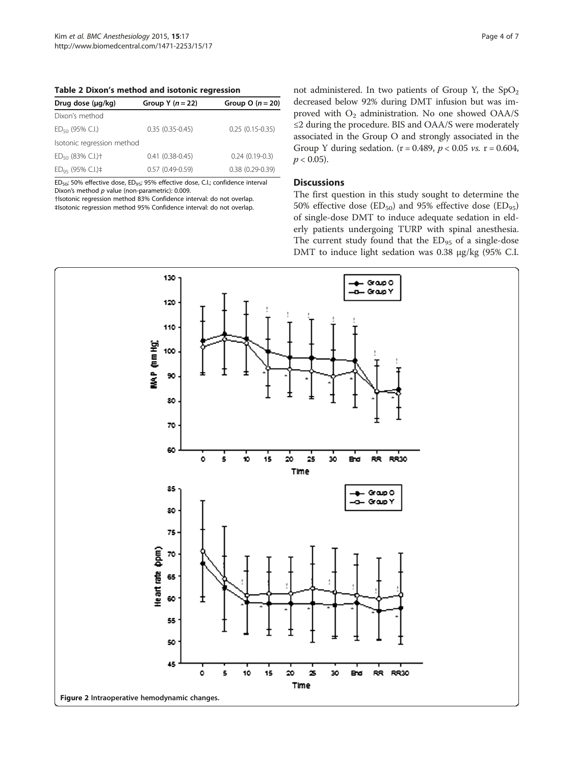**Table 2 Dixon's method and isotonic regression**

| Drug dose (μg/kg) | Group Y ($n = 22$) | Group O ($n = 20$) |
|---|---|---|
| Dixon's method | | |
| $ED_{50}$ (95% C.I.) | 0.35 (0.35-0.45) | 0.25 (0.15-0.35) |
| Isotonic regression method | | |
| $ED_{50}$ (83% C.I.)† | 0.41 (0.38-0.45) | 0.24 (0.19-0.3) |
| $ED_{95}$ (95% C.I.)‡ | 0.57 (0.49-0.59) | 0.38 (0.29-0.39) |

$ED_{50}$; 50% effective dose, $ED_{95}$; 95% effective dose, C.I.; confidence interval
Dixon's method *p* value (non-parametric): 0.009.
†Isotonic regression method 83% Confidence interval: do not overlap.
‡Isotonic regression method 95% Confidence interval: do not overlap.

not administered. In two patients of Group Y, the $SpO_2$ decreased below 92% during DMT infusion but was improved with $O_2$ administration. No one showed OAA/S ≤2 during the procedure. BIS and OAA/S were moderately associated in the Group O and strongly associated in the Group Y during sedation. ($r = 0.489$, $p < 0.05$ *vs.* $r = 0.604$, $p < 0.05$).

## Discussions

The first question in this study sought to determine the 50% effective dose ($ED_{50}$) and 95% effective dose ($ED_{95}$) of single-dose DMT to induce adequate sedation in elderly patients undergoing TURP with spinal anesthesia. The current study found that the $ED_{95}$ of a single-dose DMT to induce light sedation was 0.38 μg/kg (95% C.I.

Figure 2 Intraoperative hemodynamic changes.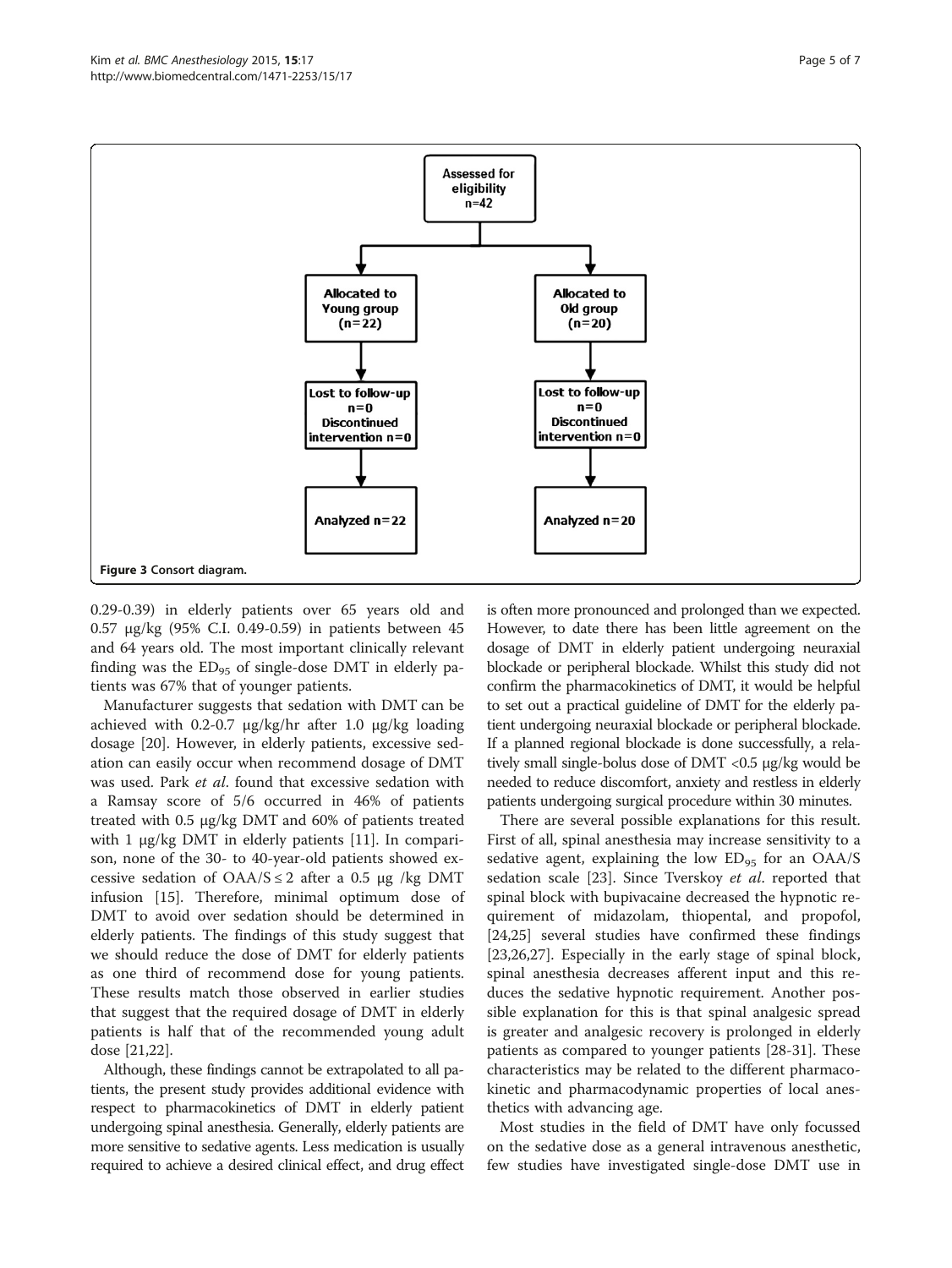Assessed for eligibility n=42

Allocated to Young group (n=22)

Allocated to Old group (n=20)

Lost to follow-up n=0 Discontinued intervention n=0

Lost to follow-up n=0 Discontinued intervention n=0

Analyzed n=22

Analyzed n=20

**Figure 3** Consort diagram.

0.29-0.39) in elderly patients over 65 years old and 0.57 μg/kg (95% C.I. 0.49-0.59) in patients between 45 and 64 years old. The most important clinically relevant finding was the $ED_{95}$ of single-dose DMT in elderly patients was 67% that of younger patients.

Manufacturer suggests that sedation with DMT can be achieved with 0.2-0.7 μg/kg/hr after 1.0 μg/kg loading dosage [20]. However, in elderly patients, excessive sedation can easily occur when recommend dosage of DMT was used. Park *et al*. found that excessive sedation with a Ramsay score of 5/6 occurred in 46% of patients treated with 0.5 μg/kg DMT and 60% of patients treated with 1 μg/kg DMT in elderly patients [11]. In comparison, none of the 30- to 40-year-old patients showed excessive sedation of $OAA/S \leq 2$ after a 0.5 μg /kg DMT infusion [15]. Therefore, minimal optimum dose of DMT to avoid over sedation should be determined in elderly patients. The findings of this study suggest that we should reduce the dose of DMT for elderly patients as one third of recommend dose for young patients. These results match those observed in earlier studies that suggest that the required dosage of DMT in elderly patients is half that of the recommended young adult dose [21,22].

Although, these findings cannot be extrapolated to all patients, the present study provides additional evidence with respect to pharmacokinetics of DMT in elderly patient undergoing spinal anesthesia. Generally, elderly patients are more sensitive to sedative agents. Less medication is usually required to achieve a desired clinical effect, and drug effect is often more pronounced and prolonged than we expected. However, to date there has been little agreement on the dosage of DMT in elderly patient undergoing neuraxial blockade or peripheral blockade. Whilst this study did not confirm the pharmacokinetics of DMT, it would be helpful to set out a practical guideline of DMT for the elderly patient undergoing neuraxial blockade or peripheral blockade. If a planned regional blockade is done successfully, a relatively small single-bolus dose of DMT <0.5 μg/kg would be needed to reduce discomfort, anxiety and restless in elderly patients undergoing surgical procedure within 30 minutes.

There are several possible explanations for this result. First of all, spinal anesthesia may increase sensitivity to a sedative agent, explaining the low $ED_{95}$ for an OAA/S sedation scale [23]. Since Tverskoy *et al*. reported that spinal block with bupivacaine decreased the hypnotic requirement of midazolam, thiopental, and propofol, [24,25] several studies have confirmed these findings [23,26,27]. Especially in the early stage of spinal block, spinal anesthesia decreases afferent input and this reduces the sedative hypnotic requirement. Another possible explanation for this is that spinal analgesic spread is greater and analgesic recovery is prolonged in elderly patients as compared to younger patients [28-31]. These characteristics may be related to the different pharmacokinetic and pharmacodynamic properties of local anesthetics with advancing age.

Most studies in the field of DMT have only focussed on the sedative dose as a general intravenous anesthetic, few studies have investigated single-dose DMT use in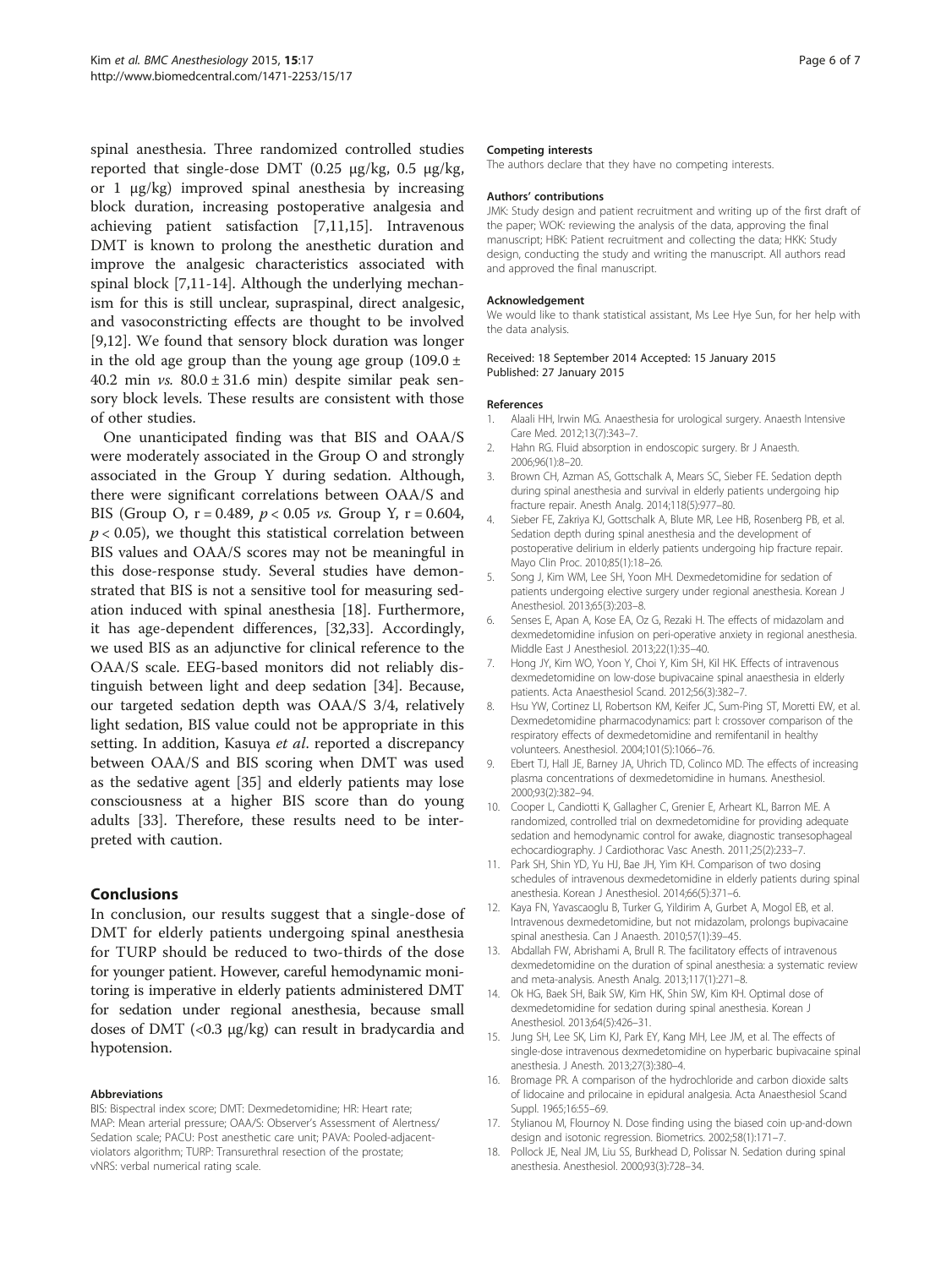spinal anesthesia. Three randomized controlled studies reported that single-dose DMT (0.25 μg/kg, 0.5 μg/kg, or 1 μg/kg) improved spinal anesthesia by increasing block duration, increasing postoperative analgesia and achieving patient satisfaction [7,11,15]. Intravenous DMT is known to prolong the anesthetic duration and improve the analgesic characteristics associated with spinal block [7,11-14]. Although the underlying mechanism for this is still unclear, supraspinal, direct analgesic, and vasoconstricting effects are thought to be involved [9,12]. We found that sensory block duration was longer in the old age group than the young age group (109.0 ± 40.2 min *vs.* 80.0 ± 31.6 min) despite similar peak sensory block levels. These results are consistent with those of other studies.

One unanticipated finding was that BIS and OAA/S were moderately associated in the Group O and strongly associated in the Group Y during sedation. Although, there were significant correlations between OAA/S and BIS (Group O, $r = 0.489$, $p < 0.05$ *vs.* Group Y, $r = 0.604$, $p < 0.05$), we thought this statistical correlation between BIS values and OAA/S scores may not be meaningful in this dose-response study. Several studies have demonstrated that BIS is not a sensitive tool for measuring sedation induced with spinal anesthesia [18]. Furthermore, it has age-dependent differences, [32,33]. Accordingly, we used BIS as an adjunctive for clinical reference to the OAA/S scale. EEG-based monitors did not reliably distinguish between light and deep sedation [34]. Because, our targeted sedation depth was OAA/S 3/4, relatively light sedation, BIS value could not be appropriate in this setting. In addition, Kasuya *et al*. reported a discrepancy between OAA/S and BIS scoring when DMT was used as the sedative agent [35] and elderly patients may lose consciousness at a higher BIS score than do young adults [33]. Therefore, these results need to be interpreted with caution.

## Conclusions

In conclusion, our results suggest that a single-dose of DMT for elderly patients undergoing spinal anesthesia for TURP should be reduced to two-thirds of the dose for younger patient. However, careful hemodynamic monitoring is imperative in elderly patients administered DMT for sedation under regional anesthesia, because small doses of DMT (<0.3 μg/kg) can result in bradycardia and hypotension.

#### Abbreviations

BIS: Bispectral index score; DMT: Dexmedetomidine; HR: Heart rate; MAP: Mean arterial pressure; OAA/S: Observer's Assessment of Alertness/Sedation scale; PACU: Post anesthetic care unit; PAVA: Pooled-adjacent-violators algorithm; TURP: Transurethral resection of the prostate; vNRS: verbal numerical rating scale.

#### Competing interests

The authors declare that they have no competing interests.

#### Authors' contributions

JMK: Study design and patient recruitment and writing up of the first draft of the paper; WOK: reviewing the analysis of the data, approving the final manuscript; HBK: Patient recruitment and collecting the data; HKK: Study design, conducting the study and writing the manuscript. All authors read and approved the final manuscript.

#### Acknowledgement

We would like to thank statistical assistant, Ms Lee Hye Sun, for her help with the data analysis.

Received: 18 September 2014 Accepted: 15 January 2015
Published: 27 January 2015

#### References

1. Alaali HH, Irwin MG. Anaesthesia for urological surgery. Anaesth Intensive Care Med. 2012;13(7):343–7.
2. Hahn RG. Fluid absorption in endoscopic surgery. Br J Anaesth. 2006;96(1):8–20.
3. Brown CH, Azman AS, Gottschalk A, Mears SC, Sieber FE. Sedation depth during spinal anesthesia and survival in elderly patients undergoing hip fracture repair. Anesth Analg. 2014;118(5):977–80.
4. Sieber FE, Zakriya KJ, Gottschalk A, Blute MR, Lee HB, Rosenberg PB, et al. Sedation depth during spinal anesthesia and the development of postoperative delirium in elderly patients undergoing hip fracture repair. Mayo Clin Proc. 2010;85(1):18–26.
5. Song J, Kim WM, Lee SH, Yoon MH. Dexmedetomidine for sedation of patients undergoing elective surgery under regional anesthesia. Korean J Anesthesiol. 2013;65(3):203–8.
6. Senses E, Apan A, Kose EA, Oz G, Rezaki H. The effects of midazolam and dexmedetomidine infusion on peri-operative anxiety in regional anesthesia. Middle East J Anesthesiol. 2013;22(1):35–40.
7. Hong JY, Kim WO, Yoon Y, Choi Y, Kim SH, Kil HK. Effects of intravenous dexmedetomidine on low-dose bupivacaine spinal anaesthesia in elderly patients. Acta Anaesthesiol Scand. 2012;56(3):382–7.
8. Hsu YW, Cortinez LI, Robertson KM, Keifer JC, Sum-Ping ST, Moretti EW, et al. Dexmedetomidine pharmacodynamics: part I: crossover comparison of the respiratory effects of dexmedetomidine and remifentanil in healthy volunteers. Anesthesiol. 2004;101(5):1066–76.
9. Ebert TJ, Hall JE, Barney JA, Uhrich TD, Colinco MD. The effects of increasing plasma concentrations of dexmedetomidine in humans. Anesthesiol. 2000;93(2):382–94.
10. Cooper L, Candiotti K, Gallagher C, Grenier E, Arheart KL, Barron ME. A randomized, controlled trial on dexmedetomidine for providing adequate sedation and hemodynamic control for awake, diagnostic transesophageal echocardiography. J Cardiothorac Vasc Anesth. 2011;25(2):233–7.
11. Park SH, Shin YD, Yu HJ, Bae JH, Yim KH. Comparison of two dosing schedules of intravenous dexmedetomidine in elderly patients during spinal anesthesia. Korean J Anesthesiol. 2014;66(5):371–6.
12. Kaya FN, Yavascaoglu B, Turker G, Yildirim A, Gurbet A, Mogol EB, et al. Intravenous dexmedetomidine, but not midazolam, prolongs bupivacaine spinal anesthesia. Can J Anaesth. 2010;57(1):39–45.
13. Abdallah FW, Abrishami A, Brull R. The facilitatory effects of intravenous dexmedetomidine on the duration of spinal anesthesia: a systematic review and meta-analysis. Anesth Analg. 2013;117(1):271–8.
14. Ok HG, Baek SH, Baik SW, Kim HK, Shin SW, Kim KH. Optimal dose of dexmedetomidine for sedation during spinal anesthesia. Korean J Anesthesiol. 2013;64(5):426–31.
15. Jung SH, Lee SK, Lim KJ, Park EY, Kang MH, Lee JM, et al. The effects of single-dose intravenous dexmedetomidine on hyperbaric bupivacaine spinal anesthesia. J Anesth. 2013;27(3):380–4.
16. Bromage PR. A comparison of the hydrochloride and carbon dioxide salts of lidocaine and prilocaine in epidural analgesia. Acta Anaesthesiol Scand Suppl. 1965;16:55–69.
17. Stylianou M, Flournoy N. Dose finding using the biased coin up-and-down design and isotonic regression. Biometrics. 2002;58(1):171–7.
18. Pollock JE, Neal JM, Liu SS, Burkhead D, Polissar N. Sedation during spinal anesthesia. Anesthesiol. 2000;93(3):728–34.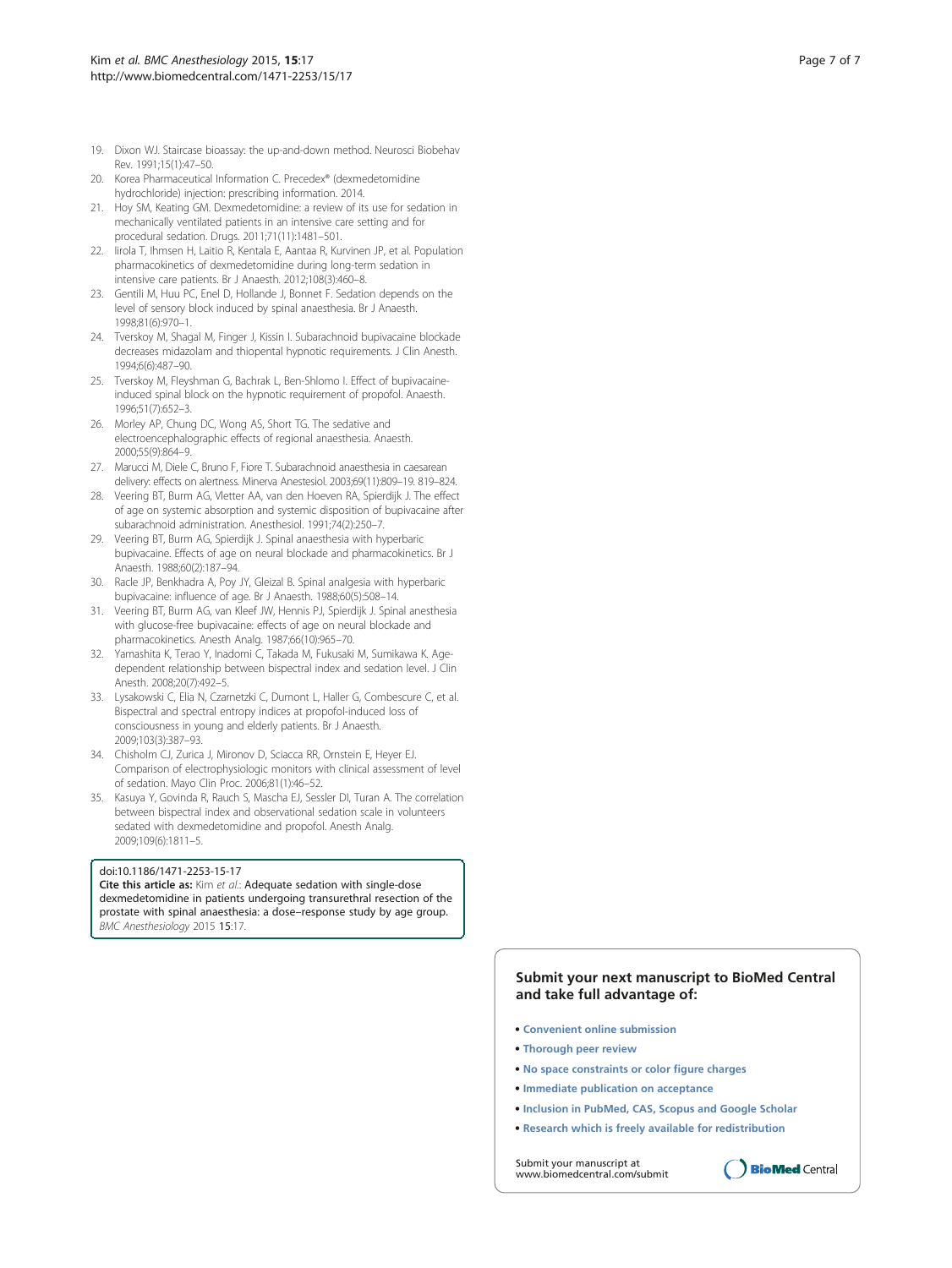19. Dixon WJ. Staircase bioassay: the up-and-down method. Neurosci Biobehav Rev. 1991;15(1):47–50.
20. Korea Pharmaceutical Information C. Precedex® (dexmedetomidine hydrochloride) injection: prescribing information. 2014.
21. Hoy SM, Keating GM. Dexmedetomidine: a review of its use for sedation in mechanically ventilated patients in an intensive care setting and for procedural sedation. Drugs. 2011;71(11):1481–501.
22. Iirola T, Ihmsen H, Laitio R, Kentala E, Aantaa R, Kurvinen JP, et al. Population pharmacokinetics of dexmedetomidine during long-term sedation in intensive care patients. Br J Anaesth. 2012;108(3):460–8.
23. Gentili M, Huu PC, Enel D, Hollande J, Bonnet F. Sedation depends on the level of sensory block induced by spinal anaesthesia. Br J Anaesth. 1998;81(6):970–1.
24. Tverskoy M, Shagal M, Finger J, Kissin I. Subarachnoid bupivacaine blockade decreases midazolam and thiopental hypnotic requirements. J Clin Anesth. 1994;6(6):487–90.
25. Tverskoy M, Fleyshman G, Bachrak L, Ben-Shlomo I. Effect of bupivacaine-induced spinal block on the hypnotic requirement of propofol. Anaesth. 1996;51(7):652–3.
26. Morley AP, Chung DC, Wong AS, Short TG. The sedative and electroencephalographic effects of regional anaesthesia. Anaesth. 2000;55(9):864–9.
27. Marucci M, Diele C, Bruno F, Fiore T. Subarachnoid anaesthesia in caesarean delivery: effects on alertness. Minerva Anestesiol. 2003;69(11):809–19. 819–824.
28. Veering BT, Burm AG, Vletter AA, van den Hoeven RA, Spierdijk J. The effect of age on systemic absorption and systemic disposition of bupivacaine after subarachnoid administration. Anesthesiol. 1991;74(2):250–7.
29. Veering BT, Burm AG, Spierdijk J. Spinal anaesthesia with hyperbaric bupivacaine. Effects of age on neural blockade and pharmacokinetics. Br J Anaesth. 1988;60(2):187–94.
30. Racle JP, Benkhadra A, Poy JY, Gleizal B. Spinal analgesia with hyperbaric bupivacaine: influence of age. Br J Anaesth. 1988;60(5):508–14.
31. Veering BT, Burm AG, van Kleef JW, Hennis PJ, Spierdijk J. Spinal anesthesia with glucose-free bupivacaine: effects of age on neural blockade and pharmacokinetics. Anesth Analg. 1987;66(10):965–70.
32. Yamashita K, Terao Y, Inadomi C, Takada M, Fukusaki M, Sumikawa K. Age-dependent relationship between bispectral index and sedation level. J Clin Anesth. 2008;20(7):492–5.
33. Lysakowski C, Elia N, Czarnetzki C, Dumont L, Haller G, Combescure C, et al. Bispectral and spectral entropy indices at propofol-induced loss of consciousness in young and elderly patients. Br J Anaesth. 2009;103(3):387–93.
34. Chisholm CJ, Zurica J, Mironov D, Sciacca RR, Ornstein E, Heyer EJ. Comparison of electrophysiologic monitors with clinical assessment of level of sedation. Mayo Clin Proc. 2006;81(1):46–52.
35. Kasuya Y, Govinda R, Rauch S, Mascha EJ, Sessler DI, Turan A. The correlation between bispectral index and observational sedation scale in volunteers sedated with dexmedetomidine and propofol. Anesth Analg. 2009;109(6):1811–5.

doi:10.1186/1471-2253-15-17

**Cite this article as:** Kim *et al.*: Adequate sedation with single-dose dexmedetomidine in patients undergoing transurethral resection of the prostate with spinal anaesthesia: a dose–response study by age group. *BMC Anesthesiology* 2015 **15**:17.

**Submit your next manuscript to BioMed Central and take full advantage of:**

- **Convenient online submission**
- **Thorough peer review**
- **No space constraints or color figure charges**
- **Immediate publication on acceptance**
- **Inclusion in PubMed, CAS, Scopus and Google Scholar**
- **Research which is freely available for redistribution**

Submit your manuscript at
www.biomedcentral.com/submit

BioMed Central